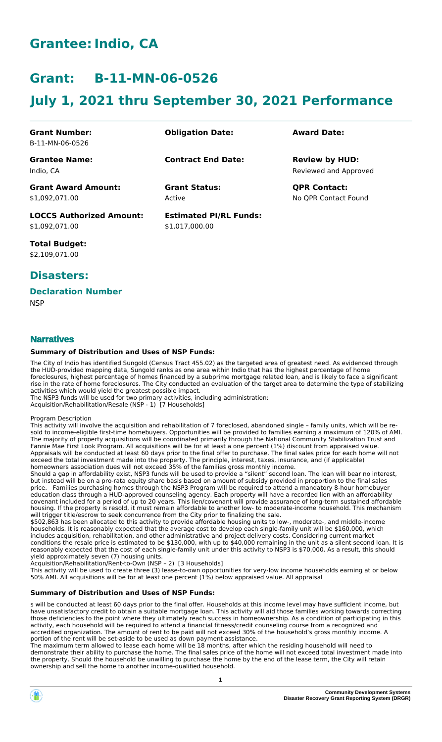# Grantee: Indio, CA

# Grant: B-11-MN-06-0526

# July 1, 2021 thru September 30, 2021 Performance

| **Grant Number:** | **Obligation Date:** | **Award Date:** |
|---|---|---|
| B-11-MN-06-0526 | | |
| **Grantee Name:** | **Contract End Date:** | **Review by HUD:** |
| Indio, CA | | Reviewed and Approved |
| **Grant Award Amount:** | **Grant Status:** | **QPR Contact:** |
| $1,092,071.00 | Active | No QPR Contact Found |
| **LOCCS Authorized Amount:** | **Estimated PI/RL Funds:** | |
| $1,092,071.00 | $1,017,000.00 | |
| **Total Budget:** | | |
| $2,109,071.00 | | |

## Disasters:

### Declaration Number

NSP

## Narratives

#### Summary of Distribution and Uses of NSP Funds:

The City of Indio has identified Sungold (Census Tract 455.02) as the targeted area of greatest need. As evidenced through the HUD-provided mapping data, Sungold ranks as one area within Indio that has the highest percentage of home foreclosures, highest percentage of homes financed by a subprime mortgage related loan, and is likely to face a significant rise in the rate of home foreclosures. The City conducted an evaluation of the target area to determine the type of stabilizing activities which would yield the greatest possible impact.
The NSP3 funds will be used for two primary activities, including administration:
Acquisition/Rehabilitation/Resale (NSP - 1) [7 Households]

Program Description
This activity will involve the acquisition and rehabilitation of 7 foreclosed, abandoned single – family units, which will be re-sold to income-eligible first-time homebuyers. Opportunities will be provided to families earning a maximum of 120% of AMI. The majority of property acquisitions will be coordinated primarily through the National Community Stabilization Trust and Fannie Mae First Look Program. All acquisitions will be for at least a one percent (1%) discount from appraised value. Appraisals will be conducted at least 60 days prior to the final offer to purchase. The final sales price for each home will not exceed the total investment made into the property. The principle, interest, taxes, insurance, and (if applicable) homeowners association dues will not exceed 35% of the families gross monthly income.
Should a gap in affordability exist, NSP3 funds will be used to provide a "silent" second loan. The loan will bear no interest, but instead will be on a pro-rata equity share basis based on amount of subsidy provided in proportion to the final sales price. Families purchasing homes through the NSP3 Program will be required to attend a mandatory 8-hour homebuyer education class through a HUD-approved counseling agency. Each property will have a recorded lien with an affordability covenant included for a period of up to 20 years. This lien/covenant will provide assurance of long-term sustained affordable housing. If the property is resold, it must remain affordable to another low- to moderate-income household. This mechanism will trigger title/escrow to seek concurrence from the City prior to finalizing the sale.
$502,863 has been allocated to this activity to provide affordable housing units to low-, moderate-, and middle-income households. It is reasonably expected that the average cost to develop each single-family unit will be $160,000, which includes acquisition, rehabilitation, and other administrative and project delivery costs. Considering current market conditions the resale price is estimated to be $130,000, with up to $40,000 remaining in the unit as a silent second loan. It is reasonably expected that the cost of each single-family unit under this activity to NSP3 is $70,000. As a result, this should yield approximately seven (7) housing units.
Acquisition/Rehabilitation/Rent-to-Own (NSP – 2) [3 Households]
This activity will be used to create three (3) lease-to-own opportunities for very-low income households earning at or below 50% AMI. All acquisitions will be for at least one percent (1%) below appraised value. All appraisal

#### Summary of Distribution and Uses of NSP Funds:

s will be conducted at least 60 days prior to the final offer. Households at this income level may have sufficient income, but have unsatisfactory credit to obtain a suitable mortgage loan. This activity will aid those families working towards correcting those deficiencies to the point where they ultimately reach success in homeownership. As a condition of participating in this activity, each household will be required to attend a financial fitness/credit counseling course from a recognized and accredited organization. The amount of rent to be paid will not exceed 30% of the household's gross monthly income. A portion of the rent will be set-aside to be used as down payment assistance.
The maximum term allowed to lease each home will be 18 months, after which the residing household will need to demonstrate their ability to purchase the home. The final sales price of the home will not exceed total investment made into the property. Should the household be unwilling to purchase the home by the end of the lease term, the City will retain ownership and sell the home to another income-qualified household.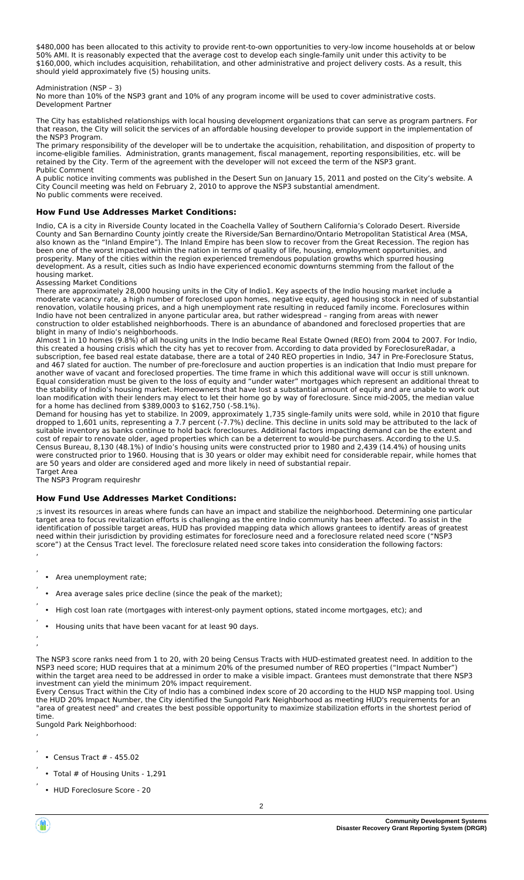$480,000 has been allocated to this activity to provide rent-to-own opportunities to very-low income households at or below 50% AMI. It is reasonably expected that the average cost to develop each single-family unit under this activity to be $160,000, which includes acquisition, rehabilitation, and other administrative and project delivery costs. As a result, this should yield approximately five (5) housing units.

Administration (NSP – 3)
No more than 10% of the NSP3 grant and 10% of any program income will be used to cover administrative costs.
Development Partner

The City has established relationships with local housing development organizations that can serve as program partners. For that reason, the City will solicit the services of an affordable housing developer to provide support in the implementation of the NSP3 Program.
The primary responsibility of the developer will be to undertake the acquisition, rehabilitation, and disposition of property to income-eligible families. Administration, grants management, fiscal management, reporting responsibilities, etc. will be retained by the City. Term of the agreement with the developer will not exceed the term of the NSP3 grant.
Public Comment
A public notice inviting comments was published in the Desert Sun on January 15, 2011 and posted on the City's website. A City Council meeting was held on February 2, 2010 to approve the NSP3 substantial amendment.
No public comments were received.

## How Fund Use Addresses Market Conditions:

Indio, CA is a city in Riverside County located in the Coachella Valley of Southern California's Colorado Desert. Riverside County and San Bernardino County jointly create the Riverside/San Bernardino/Ontario Metropolitan Statistical Area (MSA, also known as the "Inland Empire"). The Inland Empire has been slow to recover from the Great Recession. The region has been one of the worst impacted within the nation in terms of quality of life, housing, employment opportunities, and prosperity. Many of the cities within the region experienced tremendous population growths which spurred housing development. As a result, cities such as Indio have experienced economic downturns stemming from the fallout of the housing market.
Assessing Market Conditions
There are approximately 28,000 housing units in the City of Indio1. Key aspects of the Indio housing market include a moderate vacancy rate, a high number of foreclosed upon homes, negative equity, aged housing stock in need of substantial renovation, volatile housing prices, and a high unemployment rate resulting in reduced family income. Foreclosures within Indio have not been centralized in anyone particular area, but rather widespread – ranging from areas with newer construction to older established neighborhoods. There is an abundance of abandoned and foreclosed properties that are blight in many of Indio's neighborhoods.
Almost 1 in 10 homes (9.8%) of all housing units in the Indio became Real Estate Owned (REO) from 2004 to 2007. For Indio, this created a housing crisis which the city has yet to recover from. According to data provided by ForeclosureRadar, a subscription, fee based real estate database, there are a total of 240 REO properties in Indio, 347 in Pre-Foreclosure Status, and 467 slated for auction. The number of pre-foreclosure and auction properties is an indication that Indio must prepare for another wave of vacant and foreclosed properties. The time frame in which this additional wave will occur is still unknown. Equal consideration must be given to the loss of equity and "under water" mortgages which represent an additional threat to the stability of Indio's housing market. Homeowners that have lost a substantial amount of equity and are unable to work out loan modification with their lenders may elect to let their home go by way of foreclosure. Since mid-2005, the median value for a home has declined from $389,0003 to $162,750 (-58.1%).
Demand for housing has yet to stabilize. In 2009, approximately 1,735 single-family units were sold, while in 2010 that figure dropped to 1,601 units, representing a 7.7 percent (-7.7%) decline. This decline in units sold may be attributed to the lack of suitable inventory as banks continue to hold back foreclosures. Additional factors impacting demand can be the extent and cost of repair to renovate older, aged properties which can be a deterrent to would-be purchasers. According to the U.S. Census Bureau, 8,130 (48.1%) of Indio's housing units were constructed prior to 1980 and 2,439 (14.4%) of housing units were constructed prior to 1960. Housing that is 30 years or older may exhibit need for considerable repair, while homes that are 50 years and older are considered aged and more likely in need of substantial repair.
Target Area
The NSP3 Program requireshr

## How Fund Use Addresses Market Conditions:

;s invest its resources in areas where funds can have an impact and stabilize the neighborhood. Determining one particular target area to focus revitalization efforts is challenging as the entire Indio community has been affected. To assist in the identification of possible target areas, HUD has provided mapping data which allows grantees to identify areas of greatest need within their jurisdiction by providing estimates for foreclosure need and a foreclosure related need score ("NSP3 score") at the Census Tract level. The foreclosure related need score takes into consideration the following factors:

- Area unemployment rate;
- Area average sales price decline (since the peak of the market);
- High cost loan rate (mortgages with interest-only payment options, stated income mortgages, etc); and
- Housing units that have been vacant for at least 90 days.

The NSP3 score ranks need from 1 to 20, with 20 being Census Tracts with HUD-estimated greatest need. In addition to the NSP3 need score; HUD requires that at a minimum 20% of the presumed number of REO properties ("Impact Number") within the target area need to be addressed in order to make a visible impact. Grantees must demonstrate that there NSP3 investment can yield the minimum 20% impact requirement.
Every Census Tract within the City of Indio has a combined index score of 20 according to the HUD NSP mapping tool. Using the HUD 20% Impact Number, the City identified the Sungold Park Neighborhood as meeting HUD's requirements for an "area of greatest need" and creates the best possible opportunity to maximize stabilization efforts in the shortest period of time.
Sungold Park Neighborhood:

- Census Tract # - 455.02
- Total # of Housing Units - 1,291
- HUD Foreclosure Score - 20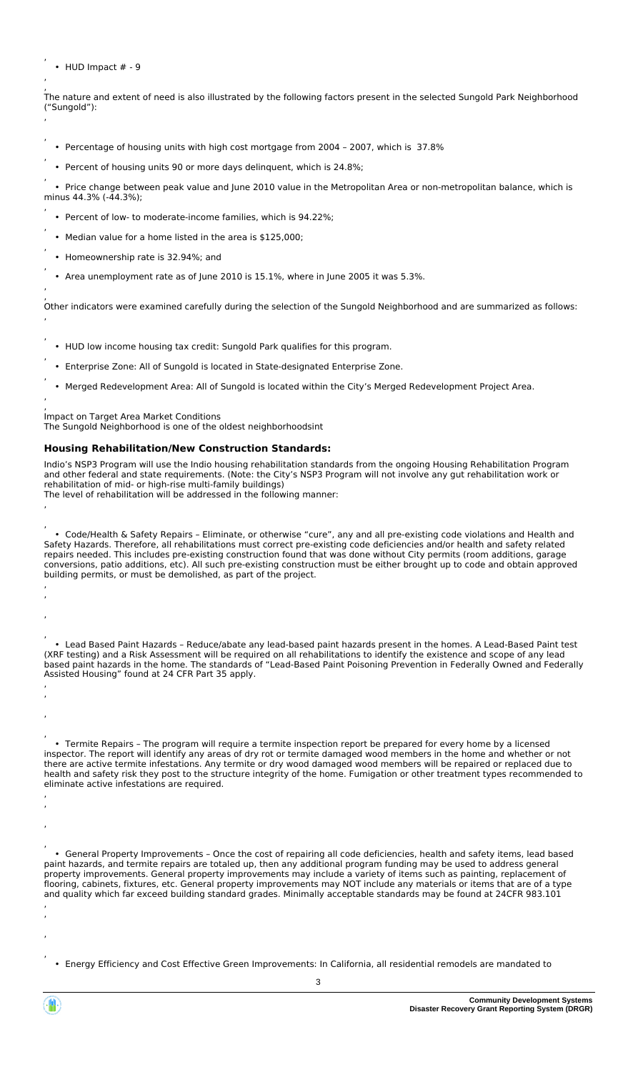- HUD Impact # - 9

The nature and extent of need is also illustrated by the following factors present in the selected Sungold Park Neighborhood ("Sungold"):

- Percentage of housing units with high cost mortgage from 2004 – 2007, which is 37.8%
- Percent of housing units 90 or more days delinquent, which is 24.8%;
- Price change between peak value and June 2010 value in the Metropolitan Area or non-metropolitan balance, which is minus 44.3% (-44.3%);
- Percent of low- to moderate-income families, which is 94.22%;
- Median value for a home listed in the area is $125,000;
- Homeownership rate is 32.94%; and
- Area unemployment rate as of June 2010 is 15.1%, where in June 2005 it was 5.3%.

Other indicators were examined carefully during the selection of the Sungold Neighborhood and are summarized as follows:

- HUD low income housing tax credit: Sungold Park qualifies for this program.
- Enterprise Zone: All of Sungold is located in State-designated Enterprise Zone.
- Merged Redevelopment Area: All of Sungold is located within the City's Merged Redevelopment Project Area.

Impact on Target Area Market Conditions
The Sungold Neighborhood is one of the oldest neighborhoodsint

## Housing Rehabilitation/New Construction Standards:

Indio's NSP3 Program will use the Indio housing rehabilitation standards from the ongoing Housing Rehabilitation Program and other federal and state requirements. (Note: the City's NSP3 Program will not involve any gut rehabilitation work or rehabilitation of mid- or high-rise multi-family buildings)
The level of rehabilitation will be addressed in the following manner:

- Code/Health & Safety Repairs – Eliminate, or otherwise "cure", any and all pre-existing code violations and Health and Safety Hazards. Therefore, all rehabilitations must correct pre-existing code deficiencies and/or health and safety related repairs needed. This includes pre-existing construction found that was done without City permits (room additions, garage conversions, patio additions, etc). All such pre-existing construction must be either brought up to code and obtain approved building permits, or must be demolished, as part of the project.

- Lead Based Paint Hazards – Reduce/abate any lead-based paint hazards present in the homes. A Lead-Based Paint test (XRF testing) and a Risk Assessment will be required on all rehabilitations to identify the existence and scope of any lead based paint hazards in the home. The standards of "Lead-Based Paint Poisoning Prevention in Federally Owned and Federally Assisted Housing" found at 24 CFR Part 35 apply.

- Termite Repairs – The program will require a termite inspection report be prepared for every home by a licensed inspector. The report will identify any areas of dry rot or termite damaged wood members in the home and whether or not there are active termite infestations. Any termite or dry wood damaged wood members will be repaired or replaced due to health and safety risk they post to the structure integrity of the home. Fumigation or other treatment types recommended to eliminate active infestations are required.

- General Property Improvements – Once the cost of repairing all code deficiencies, health and safety items, lead based paint hazards, and termite repairs are totaled up, then any additional program funding may be used to address general property improvements. General property improvements may include a variety of items such as painting, replacement of flooring, cabinets, fixtures, etc. General property improvements may NOT include any materials or items that are of a type and quality which far exceed building standard grades. Minimally acceptable standards may be found at 24CFR 983.101

- Energy Efficiency and Cost Effective Green Improvements: In California, all residential remodels are mandated to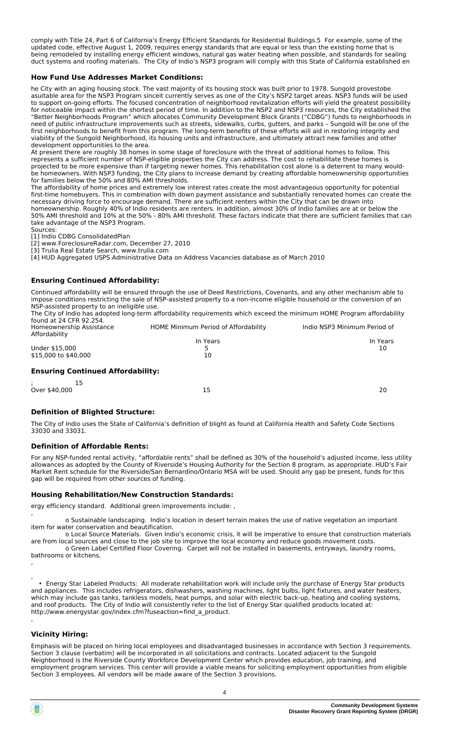comply with Title 24, Part 6 of California's Energy Efficient Standards for Residential Buildings.5 For example, some of the updated code, effective August 1, 2009, requires energy standards that are equal or less than the existing home that is being remodeled by installing energy efficient windows, natural gas water heating when possible, and standards for sealing duct systems and roofing materials. The City of Indio's NSP3 program will comply with this State of California established en

### How Fund Use Addresses Market Conditions:

he City with an aging housing stock. The vast majority of its housing stock was built prior to 1978. Sungold provestobe asuitable area for the NSP3 Program sinceit currently serves as one of the City's NSP2 target areas. NSP3 funds will be used to support on-going efforts. The focused concentration of neighborhood revitalization efforts will yield the greatest possibility for noticeable impact within the shortest period of time. In addition to the NSP2 and NSP3 resources, the City established the "Better Neighborhoods Program" which allocates Community Development Block Grants ("CDBG") funds to neighborhoods in need of public infrastructure improvements such as streets, sidewalks, curbs, gutters, and parks – Sungold will be one of the first neighborhoods to benefit from this program. The long-term benefits of these efforts will aid in restoring integrity and viability of the Sungold Neighborhood, its housing units and infrastructure, and ultimately attract new families and other development opportunities to the area.

At present there are roughly 38 homes in some stage of foreclosure with the threat of additional homes to follow. This represents a sufficient number of NSP-eligible properties the City can address. The cost to rehabilitate these homes is projected to be more expensive than if targeting newer homes. This rehabilitation cost alone is a deterrent to many would-be homeowners. With NSP3 funding, the City plans to increase demand by creating affordable homeownership opportunities for families below the 50% and 80% AMI thresholds.

The affordability of home prices and extremely low interest rates create the most advantageous opportunity for potential first-time homebuyers. This in combination with down payment assistance and substantially renovated homes can create the necessary driving force to encourage demand. There are sufficient renters within the City that can be drawn into homeownership. Roughly 40% of Indio residents are renters. In addition, almost 30% of Indio families are at or below the 50% AMI threshold and 10% at the 50% - 80% AMI threshold. These factors indicate that there are sufficient families that can take advantage of the NSP3 Program.

Sources:

[1] Indio CDBG ConsolidatedPlan

[2] www.ForeclosureRadar.com, December 27, 2010

[3] Trulia Real Estate Search, www.trulia.com

[4] HUD Aggregated USPS Administrative Data on Address Vacancies database as of March 2010

### Ensuring Continued Affordability:

Continued affordability will be ensured through the use of Deed Restrictions, Covenants, and any other mechanism able to impose conditions restricting the sale of NSP-assisted property to a non-income eligible household or the conversion of an NSP-assisted property to an ineligible use.

The City of Indio has adopted long-term affordability requirements which exceed the minimum HOME Program affordability found at 24 CFR 92.254.

| Homeownership Assistance | HOME Minimum Period of Affordability | Indio NSP3 Minimum Period of Affordability |
|---|---|---|
| | In Years | In Years |
| Under $15,000 | 5 | 10 |
| $15,000 to $40,000 | 10 | 15 |
| Over $40,000 | 15 | 20 |

### Definition of Blighted Structure:

The City of Indio uses the State of California's definition of blight as found at California Health and Safety Code Sections 33030 and 33031.

### Definition of Affordable Rents:

For any NSP-funded rental activity, "affordable rents" shall be defined as 30% of the household's adjusted income, less utility allowances as adopted by the County of Riverside's Housing Authority for the Section 8 program, as appropriate. HUD's Fair Market Rent schedule for the Riverside/San Bernardino/Ontario MSA will be used. Should any gap be present, funds for this gap will be required from other sources of funding.

### Housing Rehabilitation/New Construction Standards:

ergy efficiency standard. Additional green improvements include: ,

o Sustainable landscaping. Indio's location in desert terrain makes the use of native vegetation an important item for water conservation and beautification.

o Local Source Materials. Given Indio's economic crisis, it will be imperative to ensure that construction materials are from local sources and close to the job site to improve the local economy and reduce goods movement costs.

o Green Label Certified Floor Covering. Carpet will not be installed in basements, entryways, laundry rooms, bathrooms or kitchens.

• Energy Star Labeled Products: All moderate rehabilitation work will include only the purchase of Energy Star products and appliances. This includes refrigerators, dishwashers, washing machines, light bulbs, light fixtures, and water heaters, which may include gas tanks, tankless models, heat pumps, and solar with electric back-up, heating and cooling systems, and roof products. The City of Indio will consistently refer to the list of Energy Star qualified products located at: http://www.energystar.gov/index.cfm?fuseaction=find_a_product.

### Vicinity Hiring:

Emphasis will be placed on hiring local employees and disadvantaged businesses in accordance with Section 3 requirements. Section 3 clause (verbatim) will be incorporated in all solicitations and contracts. Located adjacent to the Sungold Neighborhood is the Riverside County Workforce Development Center which provides education, job training, and employment program services. This center will provide a viable means for soliciting employment opportunities from eligible Section 3 employees. All vendors will be made aware of the Section 3 provisions.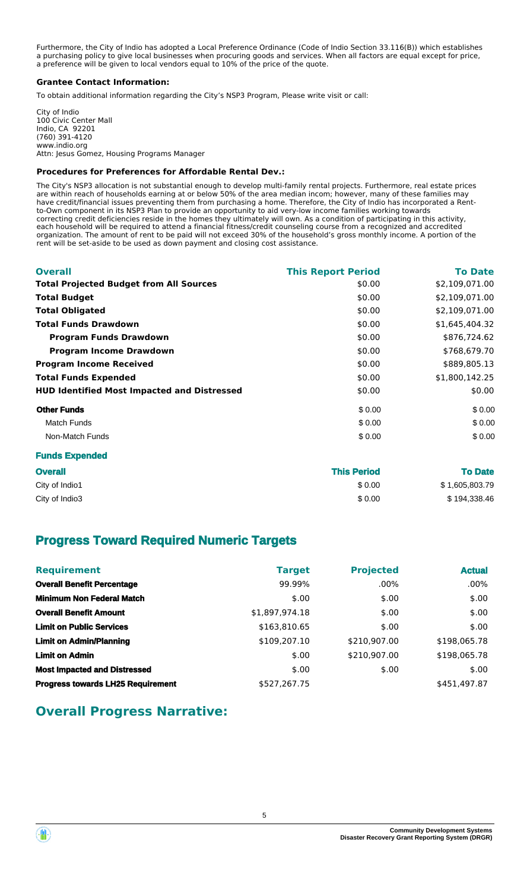Furthermore, the City of Indio has adopted a Local Preference Ordinance (Code of Indio Section 33.116(B)) which establishes a purchasing policy to give local businesses when procuring goods and services. When all factors are equal except for price, a preference will be given to local vendors equal to 10% of the price of the quote.

**Grantee Contact Information:**

To obtain additional information regarding the City's NSP3 Program, Please write visit or call:

City of Indio
100 Civic Center Mall
Indio, CA 92201
(760) 391-4120
www.indio.org
Attn: Jesus Gomez, Housing Programs Manager

**Procedures for Preferences for Affordable Rental Dev.:**

The City's NSP3 allocation is not substantial enough to develop multi-family rental projects. Furthermore, real estate prices are within reach of households earning at or below 50% of the area median incom; however, many of these families may have credit/financial issues preventing them from purchasing a home. Therefore, the City of Indio has incorporated a Rent-to-Own component in its NSP3 Plan to provide an opportunity to aid very-low income families working towards correcting credit deficiencies reside in the homes they ultimately will own. As a condition of participating in this activity, each household will be required to attend a financial fitness/credit counseling course from a recognized and accredited organization. The amount of rent to be paid will not exceed 30% of the household's gross monthly income. A portion of the rent will be set-aside to be used as down payment and closing cost assistance.

| **Overall** | **This Report Period** | **To Date** |
|---|---|---|
| **Total Projected Budget from All Sources** | $0.00 | $2,109,071.00 |
| **Total Budget** | $0.00 | $2,109,071.00 |
| **Total Obligated** | $0.00 | $2,109,071.00 |
| **Total Funds Drawdown** | $0.00 | $1,645,404.32 |
| **Program Funds Drawdown** | $0.00 | $876,724.62 |
| **Program Income Drawdown** | $0.00 | $768,679.70 |
| **Program Income Received** | $0.00 | $889,805.13 |
| **Total Funds Expended** | $0.00 | $1,800,142.25 |
| **HUD Identified Most Impacted and Distressed** | $0.00 | $0.00 |
| **Other Funds** | $ 0.00 | $ 0.00 |
| Match Funds | $ 0.00 | $ 0.00 |
| Non-Match Funds | $ 0.00 | $ 0.00 |

**Funds Expended**

| **Overall** | **This Period** | **To Date** |
|---|---|---|
| City of Indio1 | $ 0.00 | $ 1,605,803.79 |
| City of Indio3 | $ 0.00 | $ 194,338.46 |

## Progress Toward Required Numeric Targets

| **Requirement** | **Target** | **Projected** | **Actual** |
|---|---|---|---|
| **Overall Benefit Percentage** | 99.99% | .00% | .00% |
| **Minimum Non Federal Match** | $.00 | $.00 | $.00 |
| **Overall Benefit Amount** | $1,897,974.18 | $.00 | $.00 |
| **Limit on Public Services** | $163,810.65 | $.00 | $.00 |
| **Limit on Admin/Planning** | $109,207.10 | $210,907.00 | $198,065.78 |
| **Limit on Admin** | $.00 | $210,907.00 | $198,065.78 |
| **Most Impacted and Distressed** | $.00 | $.00 | $.00 |
| **Progress towards LH25 Requirement** | $527,267.75 | | $451,497.87 |

## Overall Progress Narrative: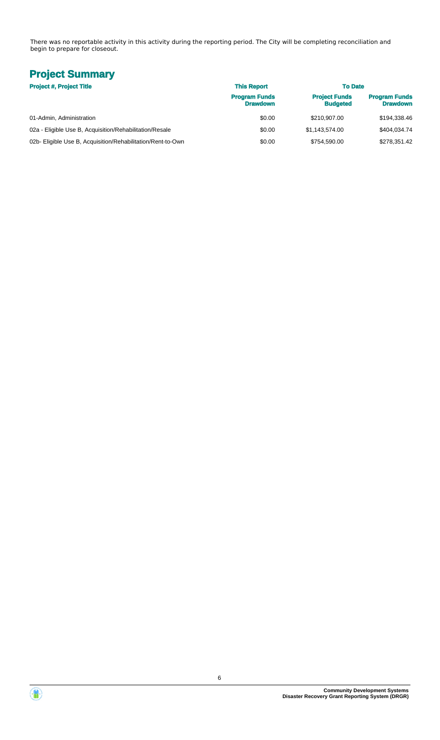There was no reportable activity in this activity during the reporting period. The City will be completing reconciliation and begin to prepare for closeout.

# Project Summary

| Project #, Project Title | This Report | To Date | |
|---|---|---|---|
| | Program Funds Drawdown | Project Funds Budgeted | Program Funds Drawdown |
| 01-Admin, Administration | $0.00 | $210,907.00 | $194,338.46 |
| 02a - Eligible Use B, Acquisition/Rehabilitation/Resale | $0.00 | $1,143,574.00 | $404,034.74 |
| 02b- Eligible Use B, Acquisition/Rehabilitation/Rent-to-Own | $0.00 | $754,590.00 | $278,351.42 |